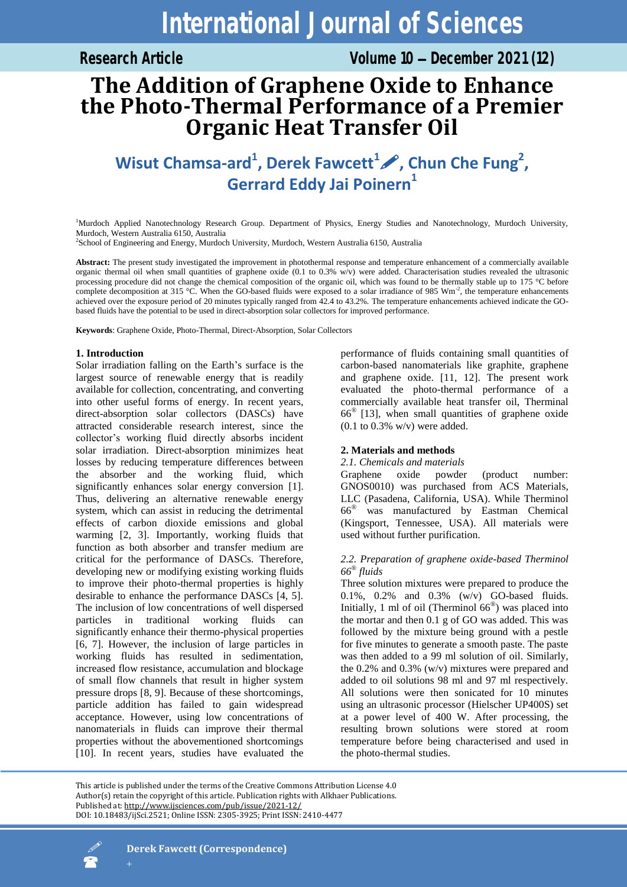# The Addition of Graphene Oxide to Enhance the Photo-Thermal Performance of a Premier Organic Heat Transfer Oil

**Wisut Chamsa-ard[1], Derek Fawcett[1], Chun Che Fung[2], Gerrard Eddy Jai Poinern[1]**

[1]Murdoch Applied Nanotechnology Research Group. Department of Physics, Energy Studies and Nanotechnology, Murdoch University, Murdoch, Western Australia 6150, Australia

[2]School of Engineering and Energy, Murdoch University, Murdoch, Western Australia 6150, Australia

**Abstract:** The present study investigated the improvement in photothermal response and temperature enhancement of a commercially available organic thermal oil when small quantities of graphene oxide (0.1 to 0.3% w/v) were added. Characterisation studies revealed the ultrasonic processing procedure did not change the chemical composition of the organic oil, which was found to be thermally stable up to 175 °C before complete decomposition at 315 °C. When the GO-based fluids were exposed to a solar irradiance of 985 $Wm^{-2}$, the temperature enhancements achieved over the exposure period of 20 minutes typically ranged from 42.4 to 43.2%. The temperature enhancements achieved indicate the GO-based fluids have the potential to be used in direct-absorption solar collectors for improved performance.

**Keywords**: Graphene Oxide, Photo-Thermal, Direct-Absorption, Solar Collectors

## 1. Introduction

Solar irradiation falling on the Earth's surface is the largest source of renewable energy that is readily available for collection, concentrating, and converting into other useful forms of energy. In recent years, direct-absorption solar collectors (DASCs) have attracted considerable research interest, since the collector's working fluid directly absorbs incident solar irradiation. Direct-absorption minimizes heat losses by reducing temperature differences between the absorber and the working fluid, which significantly enhances solar energy conversion [1]. Thus, delivering an alternative renewable energy system, which can assist in reducing the detrimental effects of carbon dioxide emissions and global warming [2, 3]. Importantly, working fluids that function as both absorber and transfer medium are critical for the performance of DASCs. Therefore, developing new or modifying existing working fluids to improve their photo-thermal properties is highly desirable to enhance the performance DASCs [4, 5]. The inclusion of low concentrations of well dispersed particles in traditional working fluids can significantly enhance their thermo-physical properties [6, 7]. However, the inclusion of large particles in working fluids has resulted in sedimentation, increased flow resistance, accumulation and blockage of small flow channels that result in higher system pressure drops [8, 9]. Because of these shortcomings, particle addition has failed to gain widespread acceptance. However, using low concentrations of nanomaterials in fluids can improve their thermal properties without the abovementioned shortcomings [10]. In recent years, studies have evaluated the performance of fluids containing small quantities of carbon-based nanomaterials like graphite, graphene and graphene oxide. [11, 12]. The present work evaluated the photo-thermal performance of a commercially available heat transfer oil, Therminol 66® [13], when small quantities of graphene oxide (0.1 to 0.3% w/v) were added.

## 2. Materials and methods

### *2.1. Chemicals and materials*

Graphene oxide powder (product number: GNOS0010) was purchased from ACS Materials, LLC (Pasadena, California, USA). While Therminol 66® was manufactured by Eastman Chemical (Kingsport, Tennessee, USA). All materials were used without further purification.

### *2.2. Preparation of graphene oxide-based Therminol 66® fluids*

Three solution mixtures were prepared to produce the 0.1%, 0.2% and 0.3% (w/v) GO-based fluids. Initially, 1 ml of oil (Therminol 66®) was placed into the mortar and then 0.1 g of GO was added. This was followed by the mixture being ground with a pestle for five minutes to generate a smooth paste. The paste was then added to a 99 ml solution of oil. Similarly, the 0.2% and 0.3% (w/v) mixtures were prepared and added to oil solutions 98 ml and 97 ml respectively. All solutions were then sonicated for 10 minutes using an ultrasonic processor (Hielscher UP400S) set at a power level of 400 W. After processing, the resulting brown solutions were stored at room temperature before being characterised and used in the photo-thermal studies.

This article is published under the terms of the Creative Commons Attribution License 4.0
Author(s) retain the copyright of this article. Publication rights with Alkhaer Publications.
Published at: http://www.ijsciences.com/pub/issue/2021-12/
DOI: 10.18483/ijSci.2521; Online ISSN: 2305-3925; Print ISSN: 2410-4477

Derek Fawcett (Correspondence)
+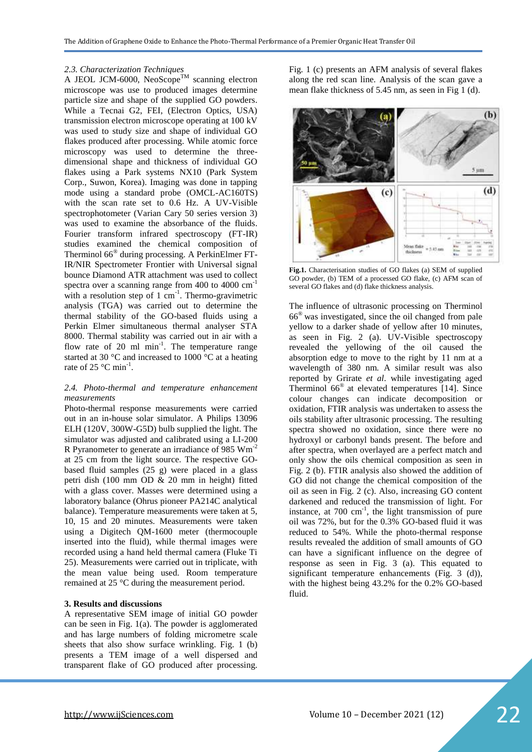*2.3. Characterization Techniques*

A JEOL JCM-6000, NeoScope™ scanning electron microscope was use to produced images determine particle size and shape of the supplied GO powders. While a Tecnai G2, FEI, (Electron Optics, USA) transmission electron microscope operating at 100 kV was used to study size and shape of individual GO flakes produced after processing. While atomic force microscopy was used to determine the three-dimensional shape and thickness of individual GO flakes using a Park systems NX10 (Park System Corp., Suwon, Korea). Imaging was done in tapping mode using a standard probe (OMCL-AC160TS) with the scan rate set to 0.6 Hz. A UV-Visible spectrophotometer (Varian Cary 50 series version 3) was used to examine the absorbance of the fluids. Fourier transform infrared spectroscopy (FT-IR) studies examined the chemical composition of Therminol 66® during processing. A PerkinElmer FT-IR/NIR Spectrometer Frontier with Universal signal bounce Diamond ATR attachment was used to collect spectra over a scanning range from 400 to 4000 $cm^{-1}$ with a resolution step of 1 $cm^{-1}$. Thermo-gravimetric analysis (TGA) was carried out to determine the thermal stability of the GO-based fluids using a Perkin Elmer simultaneous thermal analyser STA 8000. Thermal stability was carried out in air with a flow rate of 20 ml $min^{-1}$. The temperature range started at 30 °C and increased to 1000 °C at a heating rate of 25 °C $min^{-1}$.

*2.4. Photo-thermal and temperature enhancement measurements*

Photo-thermal response measurements were carried out in an in-house solar simulator. A Philips 13096 ELH (120V, 300W-G5D) bulb supplied the light. The simulator was adjusted and calibrated using a LI-200 R Pyranometer to generate an irradiance of 985 $Wm^{-2}$ at 25 cm from the light source. The respective GO-based fluid samples (25 g) were placed in a glass petri dish (100 mm OD & 20 mm in height) fitted with a glass cover. Masses were determined using a laboratory balance (Ohrus pioneer PA214C analytical balance). Temperature measurements were taken at 5, 10, 15 and 20 minutes. Measurements were taken using a Digitech QM-1600 meter (thermocouple inserted into the fluid), while thermal images were recorded using a hand held thermal camera (Fluke Ti 25). Measurements were carried out in triplicate, with the mean value being used. Room temperature remained at 25 °C during the measurement period.

## 3. Results and discussions

A representative SEM image of initial GO powder can be seen in Fig. 1(a). The powder is agglomerated and has large numbers of folding micrometre scale sheets that also show surface wrinkling. Fig. 1 (b) presents a TEM image of a well dispersed and transparent flake of GO produced after processing. Fig. 1 (c) presents an AFM analysis of several flakes along the red scan line. Analysis of the scan gave a mean flake thickness of 5.45 nm, as seen in Fig 1 (d).

**Fig.1.** Characterisation studies of GO flakes (a) SEM of supplied GO powder, (b) TEM of a processed GO flake, (c) AFM scan of several GO flakes and (d) flake thickness analysis.

The influence of ultrasonic processing on Therminol 66® was investigated, since the oil changed from pale yellow to a darker shade of yellow after 10 minutes, as seen in Fig. 2 (a). UV-Visible spectroscopy revealed the yellowing of the oil caused the absorption edge to move to the right by 11 nm at a wavelength of 380 nm. A similar result was also reported by Grirate *et al*. while investigating aged Therminol 66® at elevated temperatures [14]. Since colour changes can indicate decomposition or oxidation, FTIR analysis was undertaken to assess the oils stability after ultrasonic processing. The resulting spectra showed no oxidation, since there were no hydroxyl or carbonyl bands present. The before and after spectra, when overlayed are a perfect match and only show the oils chemical composition as seen in Fig. 2 (b). FTIR analysis also showed the addition of GO did not change the chemical composition of the oil as seen in Fig. 2 (c). Also, increasing GO content darkened and reduced the transmission of light. For instance, at 700 $cm^{-1}$, the light transmission of pure oil was 72%, but for the 0.3% GO-based fluid it was reduced to 54%. While the photo-thermal response results revealed the addition of small amounts of GO can have a significant influence on the degree of response as seen in Fig. 3 (a). This equated to significant temperature enhancements (Fig. 3 (d)), with the highest being 43.2% for the 0.2% GO-based fluid.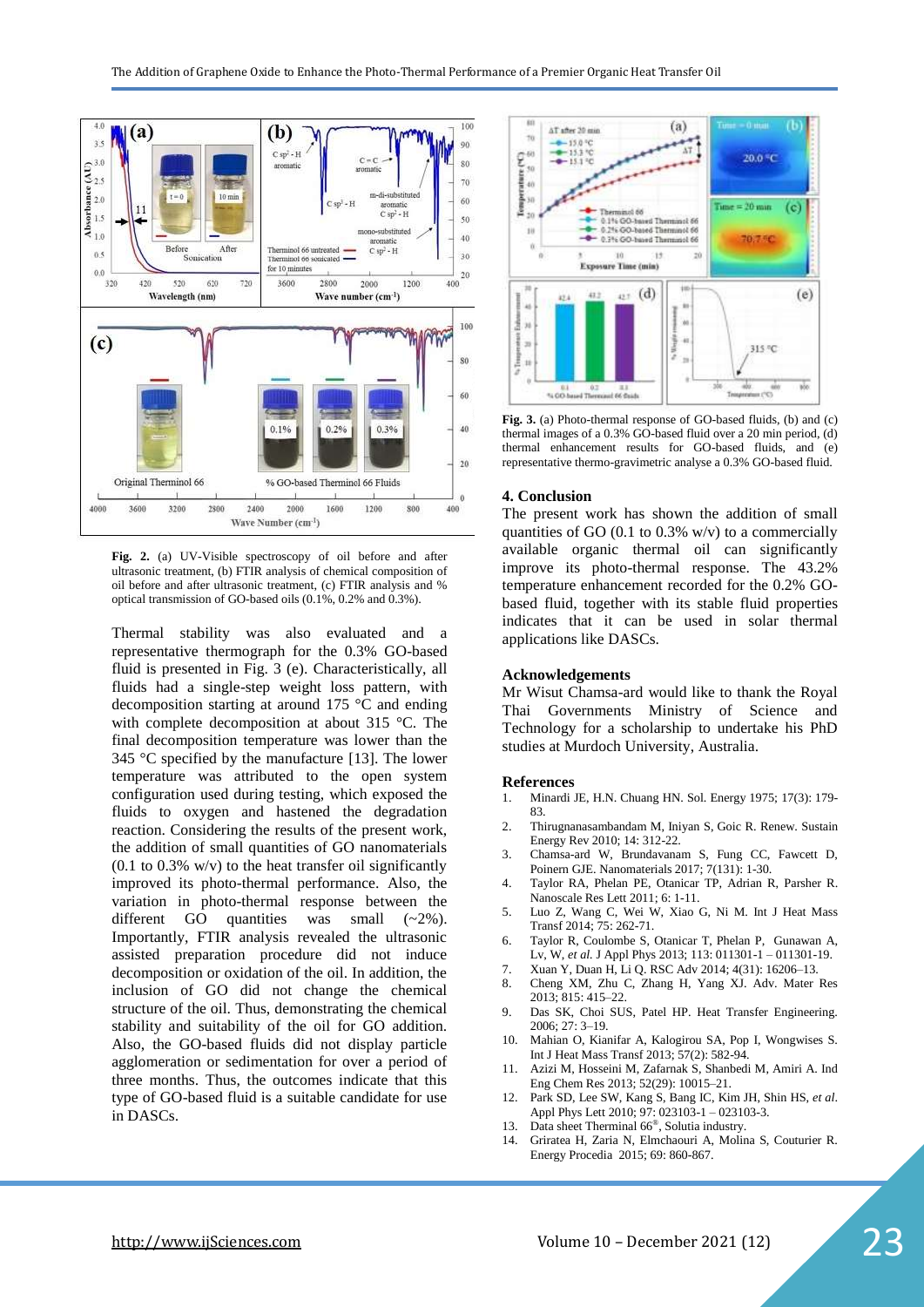Fig. 2 (a)

Absorbance (AU)

t = 0

10 min

Before Sonication

After Sonication

Wavelength (nm)

320 420 520 620 720

Fig. 2 (b)

C sp² - H aromatic

C = C aromatic

C sp³ - H

m-di-substituted aromatic C sp² - H

mono-substituted aromatic C sp² - H

Therminol 66 untreated

Therminol 66 sonicated for 10 minutes

Wave number (cm⁻¹)

3600 2800 2000 1200 400

Fig. 2 (c)

Original Therminol 66

0.1% 0.2% 0.3%

% GO-based Therminol 66 Fluids

Wave Number (cm⁻¹)

4000 3600 3200 2800 2400 2000 1600 1200 800 400

**Fig. 2.** (a) UV-Visible spectroscopy of oil before and after ultrasonic treatment, (b) FTIR analysis of chemical composition of oil before and after ultrasonic treatment, (c) FTIR analysis and % optical transmission of GO-based oils (0.1%, 0.2% and 0.3%).

Thermal stability was also evaluated and a representative thermograph for the 0.3% GO-based fluid is presented in Fig. 3 (e). Characteristically, all fluids had a single-step weight loss pattern, with decomposition starting at around 175 °C and ending with complete decomposition at about 315 °C. The final decomposition temperature was lower than the 345 °C specified by the manufacture [13]. The lower temperature was attributed to the open system configuration used during testing, which exposed the fluids to oxygen and hastened the degradation reaction. Considering the results of the present work, the addition of small quantities of GO nanomaterials (0.1 to 0.3% w/v) to the heat transfer oil significantly improved its photo-thermal performance. Also, the variation in photo-thermal response between the different GO quantities was small (~2%). Importantly, FTIR analysis revealed the ultrasonic assisted preparation procedure did not induce decomposition or oxidation of the oil. In addition, the inclusion of GO did not change the chemical structure of the oil. Thus, demonstrating the chemical stability and suitability of the oil for GO addition. Also, the GO-based fluids did not display particle agglomeration or sedimentation for over a period of three months. Thus, the outcomes indicate that this type of GO-based fluid is a suitable candidate for use in DASCs.

Fig. 3 (a)

ΔT after 20 min

15.0 °C

15.3 °C

15.1 °C

ΔT

Temperature (°C)

Therminol 66

0.1% GO-based Therminol 66

0.2% GO-based Therminol 66

0.3% GO-based Therminol 66

Exposure Time (min)

Fig. 3 (b)

Time = 0 min

20.0 °C

Fig. 3 (c)

Time = 20 min

70.7 °C

Fig. 3 (d)

% Temperature Enhancement

42.4 43.2 42.7

0.1 0.2 0.3

% GO-based Therminol 66 fluids

Fig. 3 (e)

% Weight remaining

315 °C

Temperature (°C)

**Fig. 3.** (a) Photo-thermal response of GO-based fluids, (b) and (c) thermal images of a 0.3% GO-based fluid over a 20 min period, (d) thermal enhancement results for GO-based fluids, and (e) representative thermo-gravimetric analyse a 0.3% GO-based fluid.

## 4. Conclusion

The present work has shown the addition of small quantities of GO (0.1 to 0.3% w/v) to a commercially available organic thermal oil can significantly improve its photo-thermal response. The 43.2% temperature enhancement recorded for the 0.2% GO-based fluid, together with its stable fluid properties indicates that it can be used in solar thermal applications like DASCs.

## Acknowledgements

Mr Wisut Chamsa-ard would like to thank the Royal Thai Governments Ministry of Science and Technology for a scholarship to undertake his PhD studies at Murdoch University, Australia.

## References

1. Minardi JE, H.N. Chuang HN. Sol. Energy 1975; 17(3): 179-83.
2. Thirugnanasambandam M, Iniyan S, Goic R. Renew. Sustain Energy Rev 2010; 14: 312-22.
3. Chamsa-ard W, Brundavanam S, Fung CC, Fawcett D, Poinern GJE. Nanomaterials 2017; 7(131): 1-30.
4. Taylor RA, Phelan PE, Otanicar TP, Adrian R, Parsher R. Nanoscale Res Lett 2011; 6: 1-11.
5. Luo Z, Wang C, Wei W, Xiao G, Ni M. Int J Heat Mass Transf 2014; 75: 262-71.
6. Taylor R, Coulombe S, Otanicar T, Phelan P, Gunawan A, Lv, W, *et al.* J Appl Phys 2013; 113: 011301-1 – 011301-19.
7. Xuan Y, Duan H, Li Q. RSC Adv 2014; 4(31): 16206–13.
8. Cheng XM, Zhu C, Zhang H, Yang XJ. Adv. Mater Res 2013; 815: 415–22.
9. Das SK, Choi SUS, Patel HP. Heat Transfer Engineering. 2006; 27: 3–19.
10. Mahian O, Kianifar A, Kalogirou SA, Pop I, Wongwises S. Int J Heat Mass Transf 2013; 57(2): 582-94.
11. Azizi M, Hosseini M, Zafarnak S, Shanbedi M, Amiri A. Ind Eng Chem Res 2013; 52(29): 10015–21.
12. Park SD, Lee SW, Kang S, Bang IC, Kim JH, Shin HS, *et al*. Appl Phys Lett 2010; 97: 023103-1 – 023103-3.
13. Data sheet Therminol 66®, Solutia industry.
14. Griratea H, Zaria N, Elmchaouri A, Molina S, Couturier R. Energy Procedia 2015; 69: 860-867.